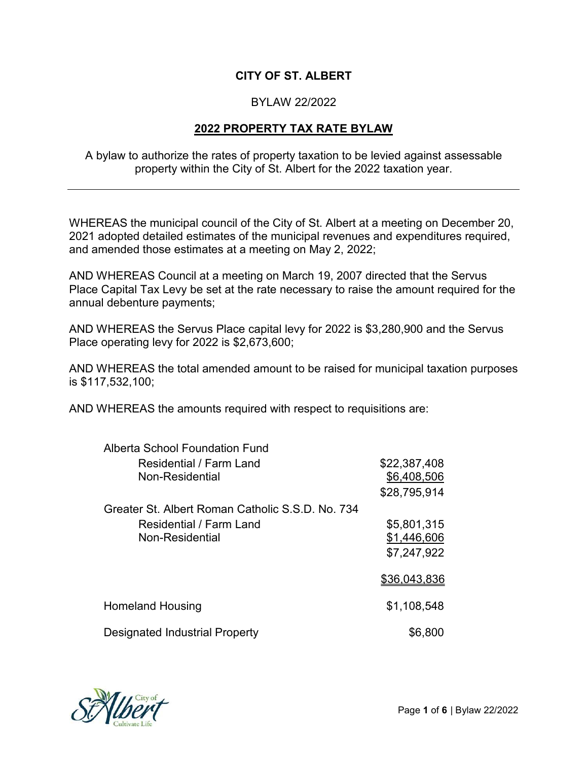**CITY OF ST. ALBERT**

BYLAW 22/2022

**2022 PROPERTY TAX RATE BYLAW**

A bylaw to authorize the rates of property taxation to be levied against assessable property within the City of St. Albert for the 2022 taxation year.

---

WHEREAS the municipal council of the City of St. Albert at a meeting on December 20, 2021 adopted detailed estimates of the municipal revenues and expenditures required, and amended those estimates at a meeting on May 2, 2022;

AND WHEREAS Council at a meeting on March 19, 2007 directed that the Servus Place Capital Tax Levy be set at the rate necessary to raise the amount required for the annual debenture payments;

AND WHEREAS the Servus Place capital levy for 2022 is $3,280,900 and the Servus Place operating levy for 2022 is $2,673,600;

AND WHEREAS the total amended amount to be raised for municipal taxation purposes is $117,532,100;

AND WHEREAS the amounts required with respect to requisitions are:

| | |
|---|---|
| Alberta School Foundation Fund | |
| Residential / Farm Land | $22,387,408 |
| Non-Residential | $6,408,506 |
| | $28,795,914 |
| Greater St. Albert Roman Catholic S.S.D. No. 734 | |
| Residential / Farm Land | $5,801,315 |
| Non-Residential | $1,446,606 |
| | $7,247,922 |
| | $36,043,836 |
| Homeland Housing | $1,108,548 |
| Designated Industrial Property | $6,800 |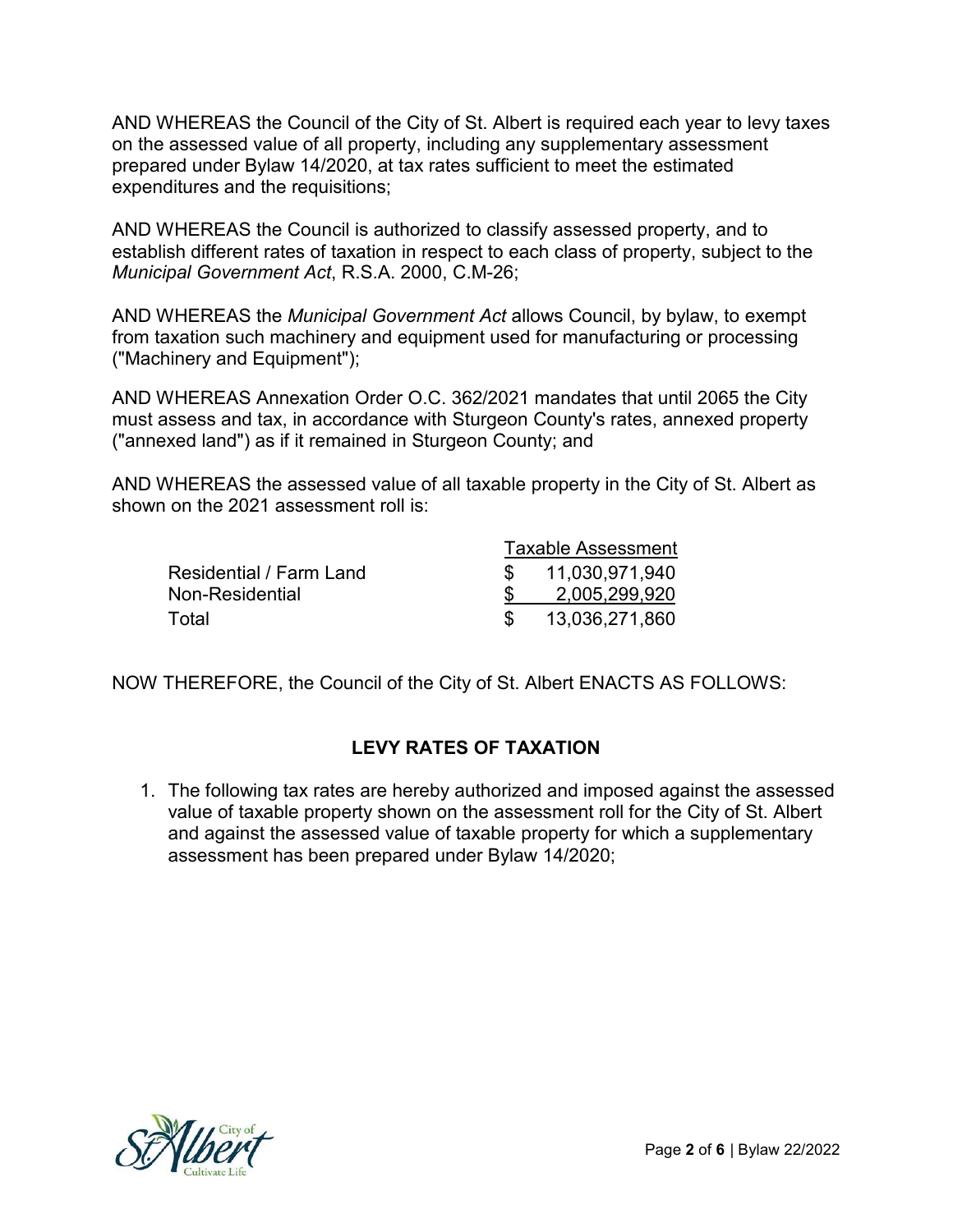AND WHEREAS the Council of the City of St. Albert is required each year to levy taxes on the assessed value of all property, including any supplementary assessment prepared under Bylaw 14/2020, at tax rates sufficient to meet the estimated expenditures and the requisitions;

AND WHEREAS the Council is authorized to classify assessed property, and to establish different rates of taxation in respect to each class of property, subject to the *Municipal Government Act*, R.S.A. 2000, C.M-26;

AND WHEREAS the *Municipal Government Act* allows Council, by bylaw, to exempt from taxation such machinery and equipment used for manufacturing or processing ("Machinery and Equipment");

AND WHEREAS Annexation Order O.C. 362/2021 mandates that until 2065 the City must assess and tax, in accordance with Sturgeon County's rates, annexed property ("annexed land") as if it remained in Sturgeon County; and

AND WHEREAS the assessed value of all taxable property in the City of St. Albert as shown on the 2021 assessment roll is:

| | Taxable Assessment |
|---|---|
| Residential / Farm Land | $ 11,030,971,940 |
| Non-Residential | $ 2,005,299,920 |
| Total | $ 13,036,271,860 |

NOW THEREFORE, the Council of the City of St. Albert ENACTS AS FOLLOWS:

## LEVY RATES OF TAXATION

1. The following tax rates are hereby authorized and imposed against the assessed value of taxable property shown on the assessment roll for the City of St. Albert and against the assessed value of taxable property for which a supplementary assessment has been prepared under Bylaw 14/2020;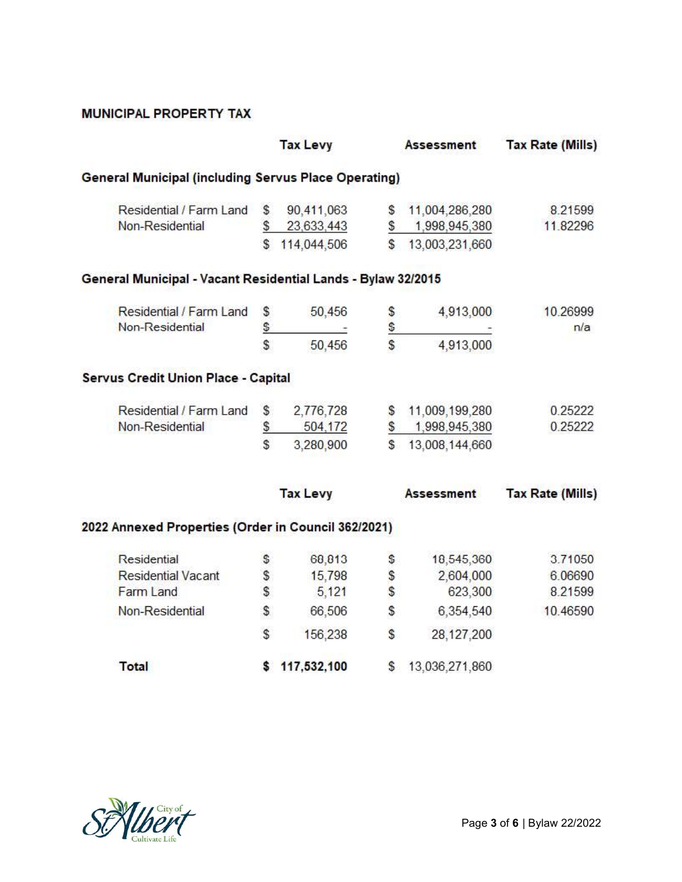## MUNICIPAL PROPERTY TAX

| | Tax Levy | Assessment | Tax Rate (Mills) |
|---|---|---|---|
| **General Municipal (including Servus Place Operating)** | | | |
| Residential / Farm Land | $ 90,411,063 | $ 11,004,286,280 | 8.21599 |
| Non-Residential | $ 23,633,443 | $ 1,998,945,380 | 11.82296 |
| | $ 114,044,506 | $ 13,003,231,660 | |
| **General Municipal - Vacant Residential Lands - Bylaw 32/2015** | | | |
| Residential / Farm Land | $ 50,456 | $ 4,913,000 | 10.26999 |
| Non-Residential | $ - | $ - | n/a |
| | $ 50,456 | $ 4,913,000 | |
| **Servus Credit Union Place - Capital** | | | |
| Residential / Farm Land | $ 2,776,728 | $ 11,009,199,280 | 0.25222 |
| Non-Residential | $ 504,172 | $ 1,998,945,380 | 0.25222 |
| | $ 3,280,900 | $ 13,008,144,660 | |

| | Tax Levy | Assessment | Tax Rate (Mills) |
|---|---|---|---|
| **2022 Annexed Properties (Order in Council 362/2021)** | | | |
| Residential | $ 68,813 | $ 18,545,360 | 3.71050 |
| Residential Vacant | $ 15,798 | $ 2,604,000 | 6.06690 |
| Farm Land | $ 5,121 | $ 623,300 | 8.21599 |
| Non-Residential | $ 66,506 | $ 6,354,540 | 10.46590 |
| | $ 156,238 | $ 28,127,200 | |
| **Total** | **$ 117,532,100** | $ 13,036,271,860 | |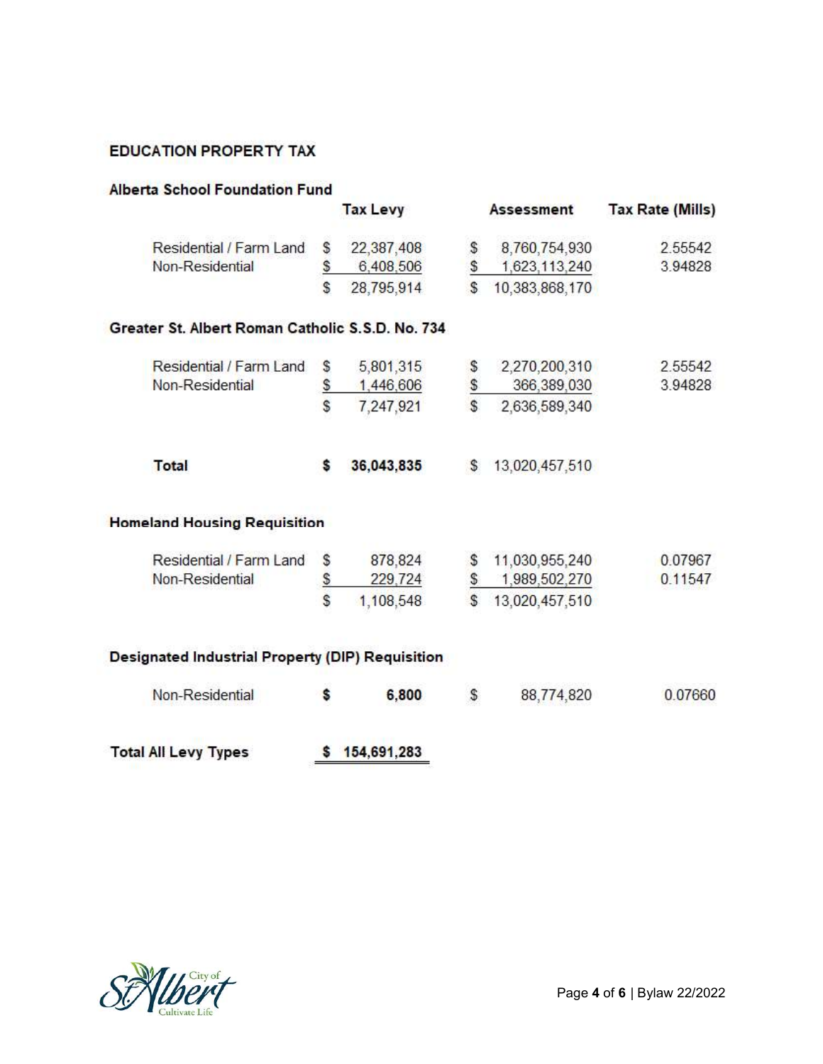## EDUCATION PROPERTY TAX

### Alberta School Foundation Fund

| | Tax Levy | Assessment | Tax Rate (Mills) |
|---|---|---|---|
| Residential / Farm Land | $ 22,387,408 | $ 8,760,754,930 | 2.55542 |
| Non-Residential | $ 6,408,506 | $ 1,623,113,240 | 3.94828 |
| | $ 28,795,914 | $ 10,383,868,170 | |

### Greater St. Albert Roman Catholic S.S.D. No. 734

| | Tax Levy | Assessment | Tax Rate (Mills) |
|---|---|---|---|
| Residential / Farm Land | $ 5,801,315 | $ 2,270,200,310 | 2.55542 |
| Non-Residential | $ 1,446,606 | $ 366,389,030 | 3.94828 |
| | $ 7,247,921 | $ 2,636,589,340 | |
| **Total** | **$ 36,043,835** | $ 13,020,457,510 | |

### Homeland Housing Requisition

| | Tax Levy | Assessment | Tax Rate (Mills) |
|---|---|---|---|
| Residential / Farm Land | $ 878,824 | $ 11,030,955,240 | 0.07967 |
| Non-Residential | $ 229,724 | $ 1,989,502,270 | 0.11547 |
| | $ 1,108,548 | $ 13,020,457,510 | |

### Designated Industrial Property (DIP) Requisition

| | Tax Levy | Assessment | Tax Rate (Mills) |
|---|---|---|---|
| Non-Residential | **$ 6,800** | $ 88,774,820 | 0.07660 |

| | |
|---|---|
| **Total All Levy Types** | **$ 154,691,283** |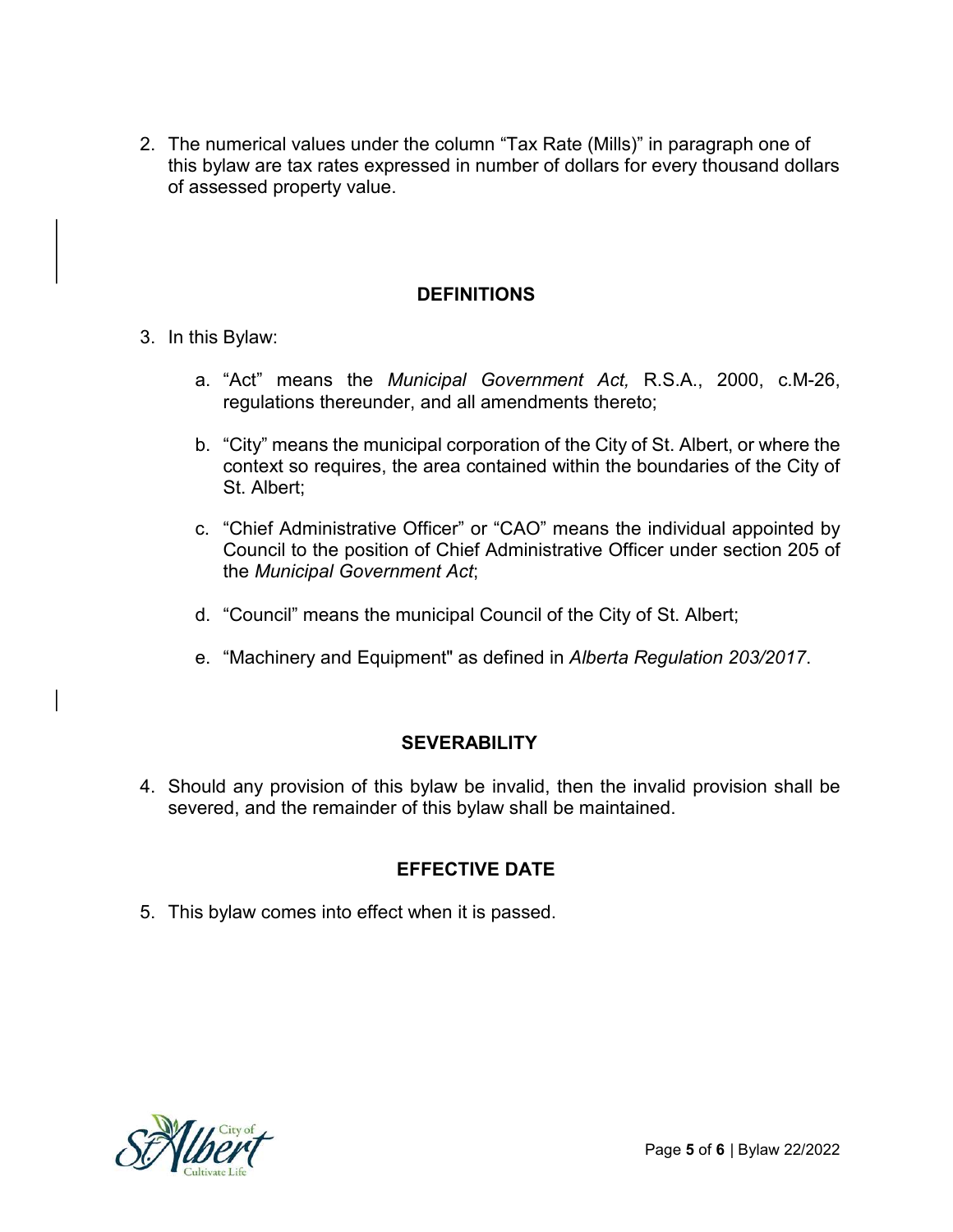2. The numerical values under the column "Tax Rate (Mills)" in paragraph one of this bylaw are tax rates expressed in number of dollars for every thousand dollars of assessed property value.

## DEFINITIONS

3. In this Bylaw:

   a. "Act" means the *Municipal Government Act,* R.S.A., 2000, c.M-26, regulations thereunder, and all amendments thereto;

   b. "City" means the municipal corporation of the City of St. Albert, or where the context so requires, the area contained within the boundaries of the City of St. Albert;

   c. "Chief Administrative Officer" or "CAO" means the individual appointed by Council to the position of Chief Administrative Officer under section 205 of the *Municipal Government Act*;

   d. "Council" means the municipal Council of the City of St. Albert;

   e. "Machinery and Equipment" as defined in *Alberta Regulation 203/2017*.

## SEVERABILITY

4. Should any provision of this bylaw be invalid, then the invalid provision shall be severed, and the remainder of this bylaw shall be maintained.

## EFFECTIVE DATE

5. This bylaw comes into effect when it is passed.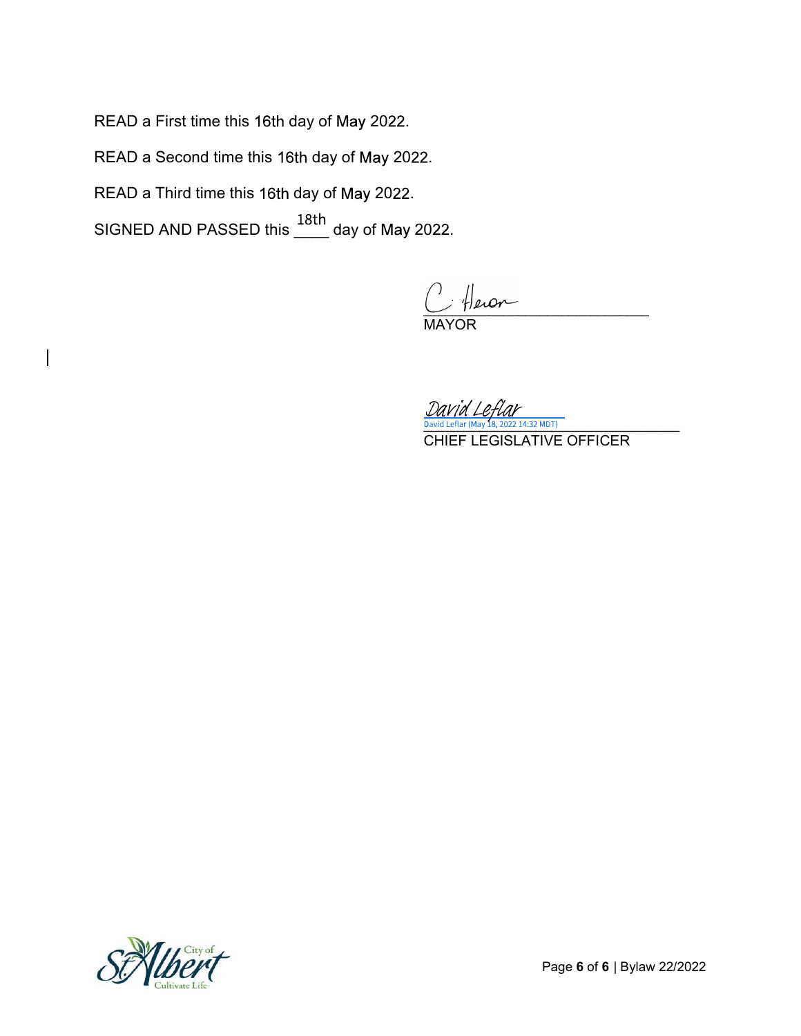READ a First time this 16th day of May 2022.

READ a Second time this 16th day of May 2022.

READ a Third time this 16th day of May 2022.

SIGNED AND PASSED this 18th day of May 2022.

C. Heron
MAYOR

David Leflar
David Leflar (May 18, 2022 14:32 MDT)
CHIEF LEGISLATIVE OFFICER